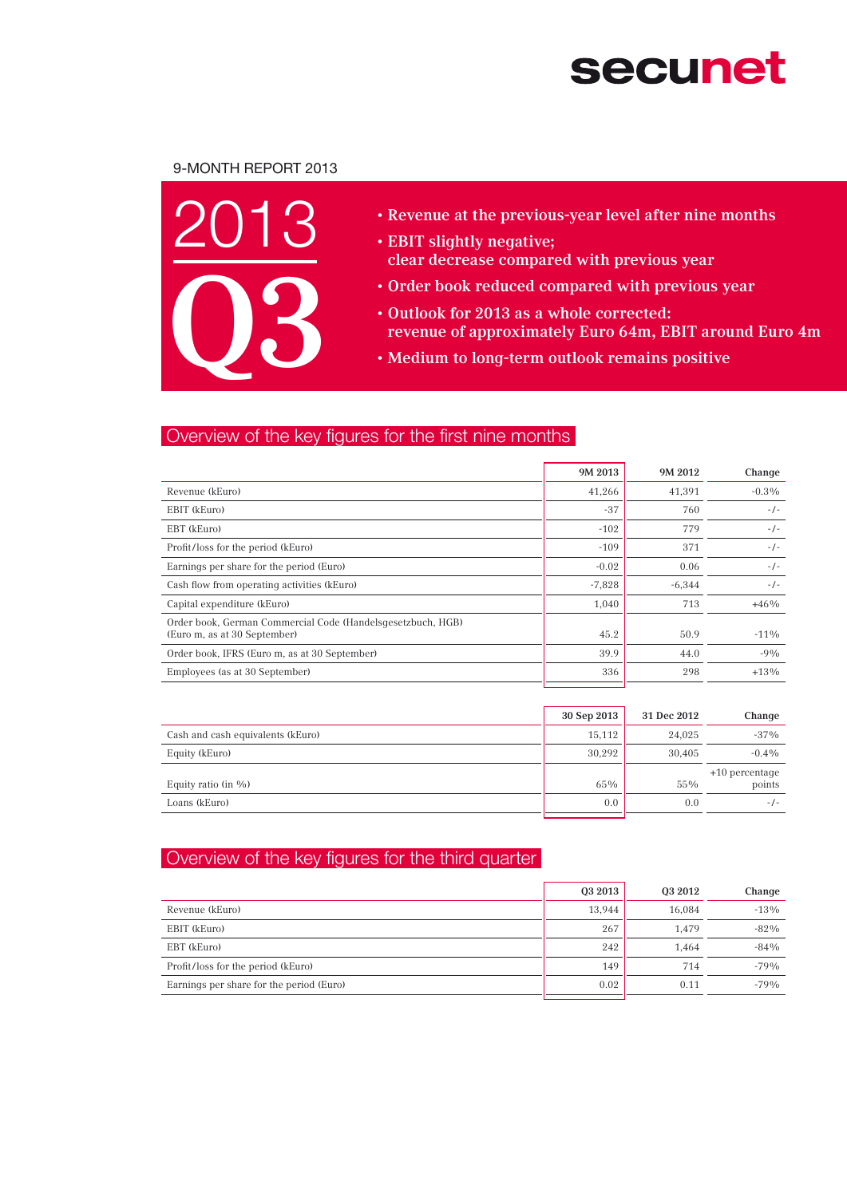secunet

9-MONTH REPORT 2013

# 2013 Q3

- Revenue at the previous-year level after nine months
- EBIT slightly negative; clear decrease compared with previous year
- Order book reduced compared with previous year
- Outlook for 2013 as a whole corrected: revenue of approximately Euro 64m, EBIT around Euro 4m
- Medium to long-term outlook remains positive

## Overview of the key figures for the first nine months

| | 9M 2013 | 9M 2012 | Change |
|---|---|---|---|
| Revenue (kEuro) | 41,266 | 41,391 | -0.3% |
| EBIT (kEuro) | -37 | 760 | -/- |
| EBT (kEuro) | -102 | 779 | -/- |
| Profit/loss for the period (kEuro) | -109 | 371 | -/- |
| Earnings per share for the period (Euro) | -0.02 | 0.06 | -/- |
| Cash flow from operating activities (kEuro) | -7,828 | -6,344 | -/- |
| Capital expenditure (kEuro) | 1,040 | 713 | +46% |
| Order book, German Commercial Code (Handelsgesetzbuch, HGB) (Euro m, as at 30 September) | 45.2 | 50.9 | -11% |
| Order book, IFRS (Euro m, as at 30 September) | 39.9 | 44.0 | -9% |
| Employees (as at 30 September) | 336 | 298 | +13% |

| | 30 Sep 2013 | 31 Dec 2012 | Change |
|---|---|---|---|
| Cash and cash equivalents (kEuro) | 15,112 | 24,025 | -37% |
| Equity (kEuro) | 30,292 | 30,405 | -0.4% |
| Equity ratio (in %) | 65% | 55% | +10 percentage points |
| Loans (kEuro) | 0.0 | 0.0 | -/- |

## Overview of the key figures for the third quarter

| | Q3 2013 | Q3 2012 | Change |
|---|---|---|---|
| Revenue (kEuro) | 13,944 | 16,084 | -13% |
| EBIT (kEuro) | 267 | 1,479 | -82% |
| EBT (kEuro) | 242 | 1,464 | -84% |
| Profit/loss for the period (kEuro) | 149 | 714 | -79% |
| Earnings per share for the period (Euro) | 0.02 | 0.11 | -79% |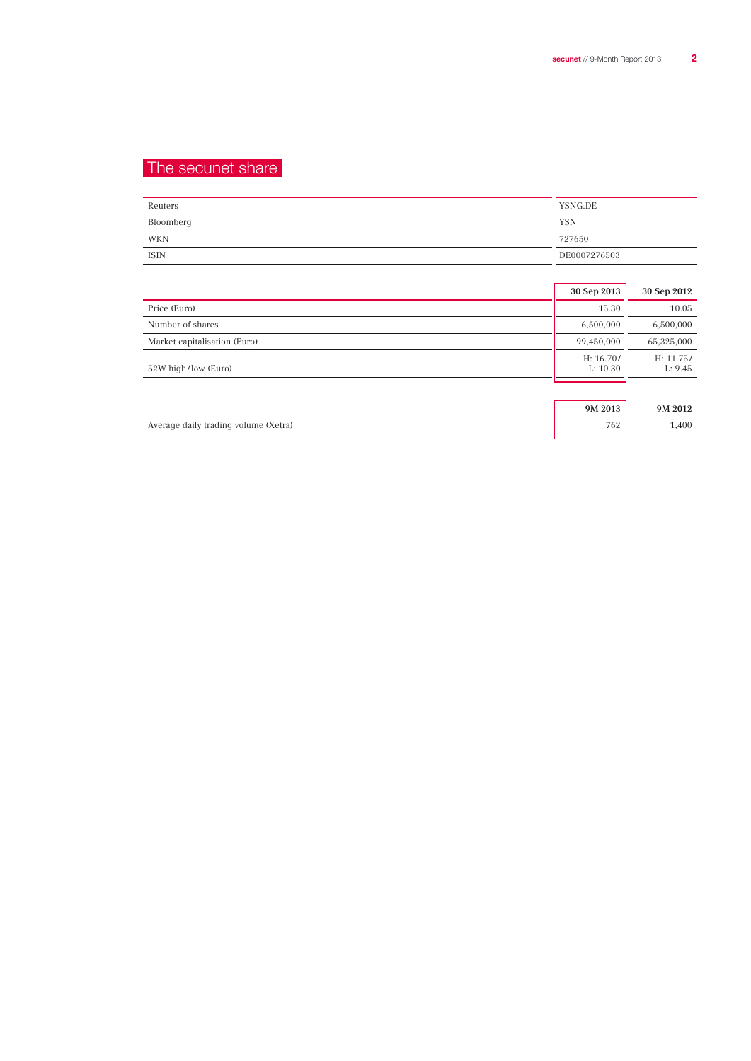# The secunet share

| | |
|---|---|
| Reuters | YSNG.DE |
| Bloomberg | YSN |
| WKN | 727650 |
| ISIN | DE0007276503 |

| | 30 Sep 2013 | 30 Sep 2012 |
|---|---|---|
| Price (Euro) | 15.30 | 10.05 |
| Number of shares | 6,500,000 | 6,500,000 |
| Market capitalisation (Euro) | 99,450,000 | 65,325,000 |
| 52W high/low (Euro) | H: 16.70/ L: 10.30 | H: 11.75/ L: 9.45 |

| | 9M 2013 | 9M 2012 |
|---|---|---|
| Average daily trading volume (Xetra) | 762 | 1,400 |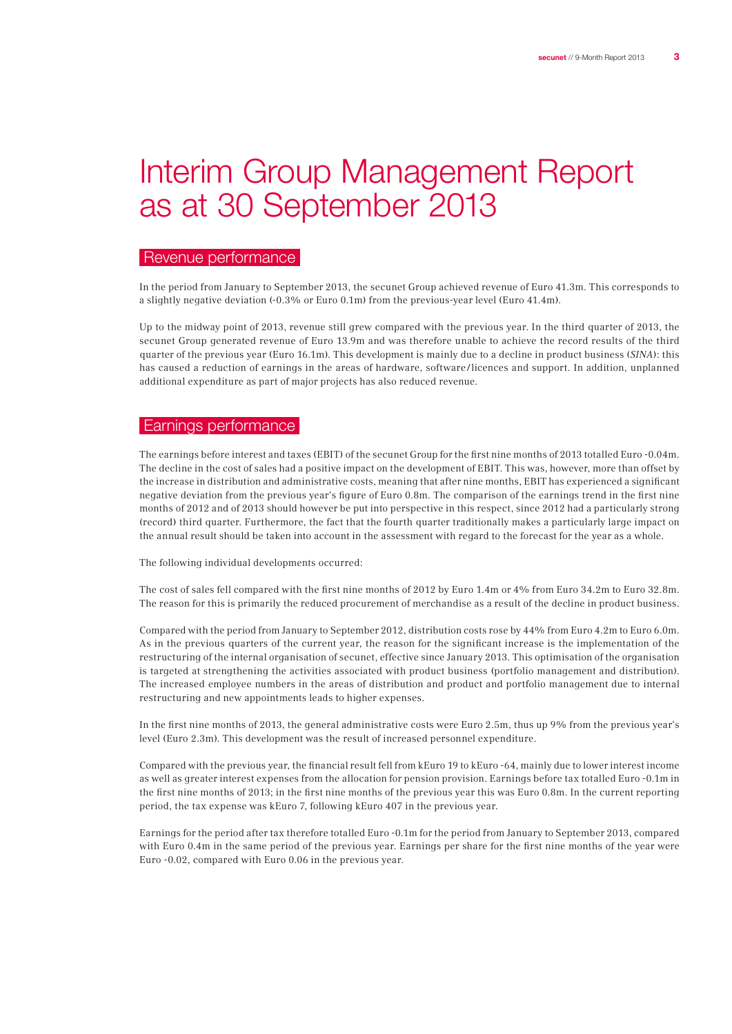# Interim Group Management Report as at 30 September 2013

## Revenue performance

In the period from January to September 2013, the secunet Group achieved revenue of Euro 41.3m. This corresponds to a slightly negative deviation (-0.3% or Euro 0.1m) from the previous-year level (Euro 41.4m).

Up to the midway point of 2013, revenue still grew compared with the previous year. In the third quarter of 2013, the secunet Group generated revenue of Euro 13.9m and was therefore unable to achieve the record results of the third quarter of the previous year (Euro 16.1m). This development is mainly due to a decline in product business (*SINA*): this has caused a reduction of earnings in the areas of hardware, software/licences and support. In addition, unplanned additional expenditure as part of major projects has also reduced revenue.

## Earnings performance

The earnings before interest and taxes (EBIT) of the secunet Group for the first nine months of 2013 totalled Euro -0.04m. The decline in the cost of sales had a positive impact on the development of EBIT. This was, however, more than offset by the increase in distribution and administrative costs, meaning that after nine months, EBIT has experienced a significant negative deviation from the previous year's figure of Euro 0.8m. The comparison of the earnings trend in the first nine months of 2012 and of 2013 should however be put into perspective in this respect, since 2012 had a particularly strong (record) third quarter. Furthermore, the fact that the fourth quarter traditionally makes a particularly large impact on the annual result should be taken into account in the assessment with regard to the forecast for the year as a whole.

The following individual developments occurred:

The cost of sales fell compared with the first nine months of 2012 by Euro 1.4m or 4% from Euro 34.2m to Euro 32.8m. The reason for this is primarily the reduced procurement of merchandise as a result of the decline in product business.

Compared with the period from January to September 2012, distribution costs rose by 44% from Euro 4.2m to Euro 6.0m. As in the previous quarters of the current year, the reason for the significant increase is the implementation of the restructuring of the internal organisation of secunet, effective since January 2013. This optimisation of the organisation is targeted at strengthening the activities associated with product business (portfolio management and distribution). The increased employee numbers in the areas of distribution and product and portfolio management due to internal restructuring and new appointments leads to higher expenses.

In the first nine months of 2013, the general administrative costs were Euro 2.5m, thus up 9% from the previous year's level (Euro 2.3m). This development was the result of increased personnel expenditure.

Compared with the previous year, the financial result fell from kEuro 19 to kEuro -64, mainly due to lower interest income as well as greater interest expenses from the allocation for pension provision. Earnings before tax totalled Euro -0.1m in the first nine months of 2013; in the first nine months of the previous year this was Euro 0.8m. In the current reporting period, the tax expense was kEuro 7, following kEuro 407 in the previous year.

Earnings for the period after tax therefore totalled Euro -0.1m for the period from January to September 2013, compared with Euro 0.4m in the same period of the previous year. Earnings per share for the first nine months of the year were Euro -0.02, compared with Euro 0.06 in the previous year.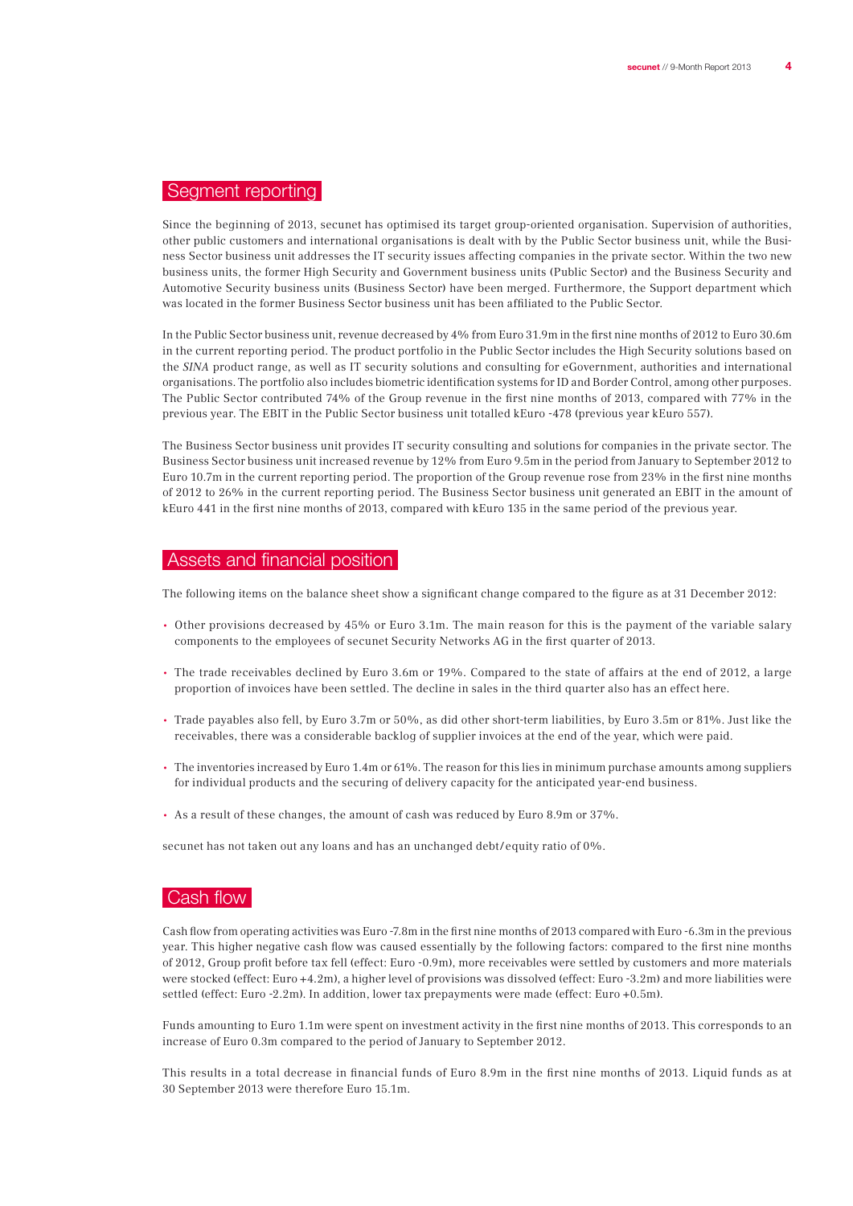## Segment reporting

Since the beginning of 2013, secunet has optimised its target group-oriented organisation. Supervision of authorities, other public customers and international organisations is dealt with by the Public Sector business unit, while the Business Sector business unit addresses the IT security issues affecting companies in the private sector. Within the two new business units, the former High Security and Government business units (Public Sector) and the Business Security and Automotive Security business units (Business Sector) have been merged. Furthermore, the Support department which was located in the former Business Sector business unit has been affiliated to the Public Sector.

In the Public Sector business unit, revenue decreased by 4% from Euro 31.9m in the first nine months of 2012 to Euro 30.6m in the current reporting period. The product portfolio in the Public Sector includes the High Security solutions based on the *SINA* product range, as well as IT security solutions and consulting for eGovernment, authorities and international organisations. The portfolio also includes biometric identification systems for ID and Border Control, among other purposes. The Public Sector contributed 74% of the Group revenue in the first nine months of 2013, compared with 77% in the previous year. The EBIT in the Public Sector business unit totalled kEuro -478 (previous year kEuro 557).

The Business Sector business unit provides IT security consulting and solutions for companies in the private sector. The Business Sector business unit increased revenue by 12% from Euro 9.5m in the period from January to September 2012 to Euro 10.7m in the current reporting period. The proportion of the Group revenue rose from 23% in the first nine months of 2012 to 26% in the current reporting period. The Business Sector business unit generated an EBIT in the amount of kEuro 441 in the first nine months of 2013, compared with kEuro 135 in the same period of the previous year.

## Assets and financial position

The following items on the balance sheet show a significant change compared to the figure as at 31 December 2012:

- Other provisions decreased by 45% or Euro 3.1m. The main reason for this is the payment of the variable salary components to the employees of secunet Security Networks AG in the first quarter of 2013.
- The trade receivables declined by Euro 3.6m or 19%. Compared to the state of affairs at the end of 2012, a large proportion of invoices have been settled. The decline in sales in the third quarter also has an effect here.
- Trade payables also fell, by Euro 3.7m or 50%, as did other short-term liabilities, by Euro 3.5m or 81%. Just like the receivables, there was a considerable backlog of supplier invoices at the end of the year, which were paid.
- The inventories increased by Euro 1.4m or 61%. The reason for this lies in minimum purchase amounts among suppliers for individual products and the securing of delivery capacity for the anticipated year-end business.
- As a result of these changes, the amount of cash was reduced by Euro 8.9m or 37%.

secunet has not taken out any loans and has an unchanged debt/equity ratio of 0%.

## Cash flow

Cash flow from operating activities was Euro -7.8m in the first nine months of 2013 compared with Euro -6.3m in the previous year. This higher negative cash flow was caused essentially by the following factors: compared to the first nine months of 2012, Group profit before tax fell (effect: Euro -0.9m), more receivables were settled by customers and more materials were stocked (effect: Euro +4.2m), a higher level of provisions was dissolved (effect: Euro -3.2m) and more liabilities were settled (effect: Euro -2.2m). In addition, lower tax prepayments were made (effect: Euro +0.5m).

Funds amounting to Euro 1.1m were spent on investment activity in the first nine months of 2013. This corresponds to an increase of Euro 0.3m compared to the period of January to September 2012.

This results in a total decrease in financial funds of Euro 8.9m in the first nine months of 2013. Liquid funds as at 30 September 2013 were therefore Euro 15.1m.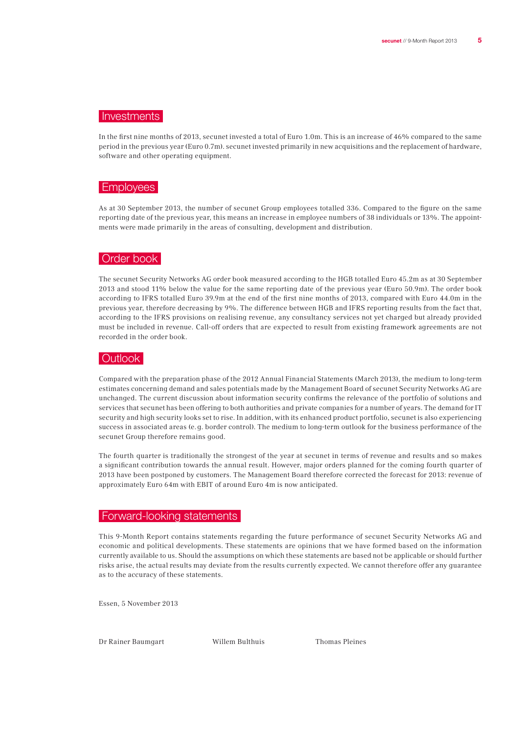## Investments

In the first nine months of 2013, secunet invested a total of Euro 1.0m. This is an increase of 46% compared to the same period in the previous year (Euro 0.7m). secunet invested primarily in new acquisitions and the replacement of hardware, software and other operating equipment.

## Employees

As at 30 September 2013, the number of secunet Group employees totalled 336. Compared to the figure on the same reporting date of the previous year, this means an increase in employee numbers of 38 individuals or 13%. The appointments were made primarily in the areas of consulting, development and distribution.

## Order book

The secunet Security Networks AG order book measured according to the HGB totalled Euro 45.2m as at 30 September 2013 and stood 11% below the value for the same reporting date of the previous year (Euro 50.9m). The order book according to IFRS totalled Euro 39.9m at the end of the first nine months of 2013, compared with Euro 44.0m in the previous year, therefore decreasing by 9%. The difference between HGB and IFRS reporting results from the fact that, according to the IFRS provisions on realising revenue, any consultancy services not yet charged but already provided must be included in revenue. Call-off orders that are expected to result from existing framework agreements are not recorded in the order book.

## Outlook

Compared with the preparation phase of the 2012 Annual Financial Statements (March 2013), the medium to long-term estimates concerning demand and sales potentials made by the Management Board of secunet Security Networks AG are unchanged. The current discussion about information security confirms the relevance of the portfolio of solutions and services that secunet has been offering to both authorities and private companies for a number of years. The demand for IT security and high security looks set to rise. In addition, with its enhanced product portfolio, secunet is also experiencing success in associated areas (e.g. border control). The medium to long-term outlook for the business performance of the secunet Group therefore remains good.

The fourth quarter is traditionally the strongest of the year at secunet in terms of revenue and results and so makes a significant contribution towards the annual result. However, major orders planned for the coming fourth quarter of 2013 have been postponed by customers. The Management Board therefore corrected the forecast for 2013: revenue of approximately Euro 64m with EBIT of around Euro 4m is now anticipated.

## Forward-looking statements

This 9-Month Report contains statements regarding the future performance of secunet Security Networks AG and economic and political developments. These statements are opinions that we have formed based on the information currently available to us. Should the assumptions on which these statements are based not be applicable or should further risks arise, the actual results may deviate from the results currently expected. We cannot therefore offer any guarantee as to the accuracy of these statements.

Essen, 5 November 2013

Dr Rainer Baumgart    Willem Bulthuis    Thomas Pleines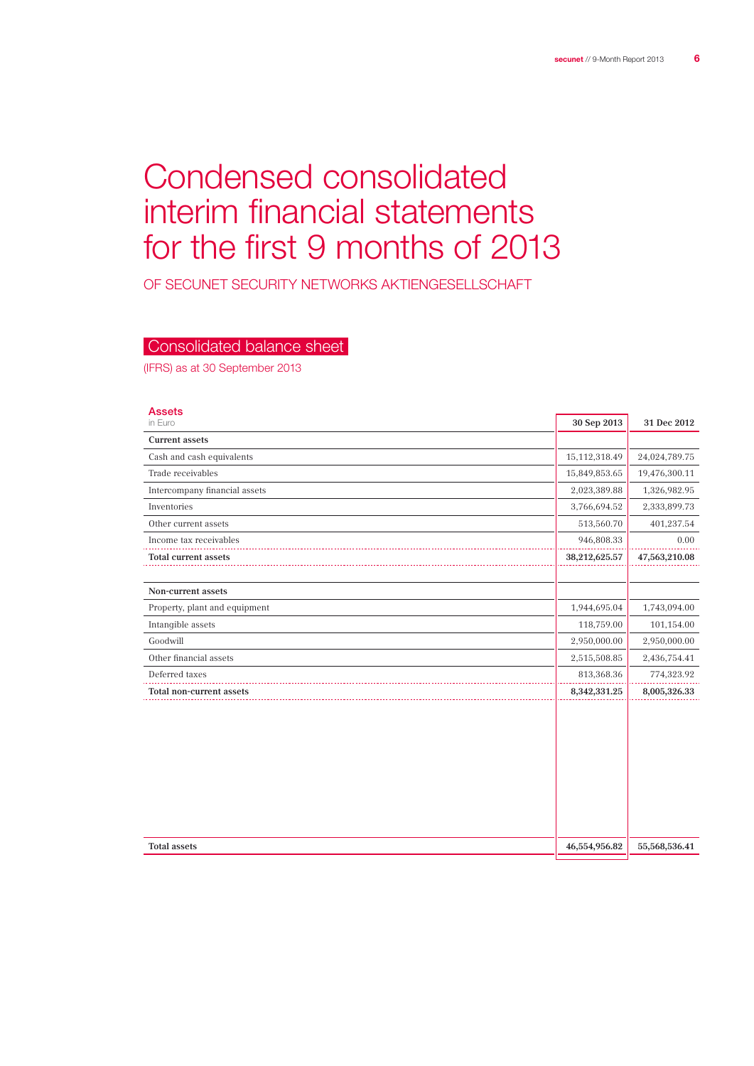# Condensed consolidated interim financial statements for the first 9 months of 2013

OF SECUNET SECURITY NETWORKS AKTIENGESELLSCHAFT

## Consolidated balance sheet

(IFRS) as at 30 September 2013

### Assets

| in Euro | 30 Sep 2013 | 31 Dec 2012 |
|---|---|---|
| **Current assets** | | |
| Cash and cash equivalents | 15,112,318.49 | 24,024,789.75 |
| Trade receivables | 15,849,853.65 | 19,476,300.11 |
| Intercompany financial assets | 2,023,389.88 | 1,326,982.95 |
| Inventories | 3,766,694.52 | 2,333,899.73 |
| Other current assets | 513,560.70 | 401,237.54 |
| Income tax receivables | 946,808.33 | 0.00 |
| **Total current assets** | **38,212,625.57** | **47,563,210.08** |
| | | |
| **Non-current assets** | | |
| Property, plant and equipment | 1,944,695.04 | 1,743,094.00 |
| Intangible assets | 118,759.00 | 101,154.00 |
| Goodwill | 2,950,000.00 | 2,950,000.00 |
| Other financial assets | 2,515,508.85 | 2,436,754.41 |
| Deferred taxes | 813,368.36 | 774,323.92 |
| **Total non-current assets** | **8,342,331.25** | **8,005,326.33** |
| | | |
| **Total assets** | **46,554,956.82** | **55,568,536.41** |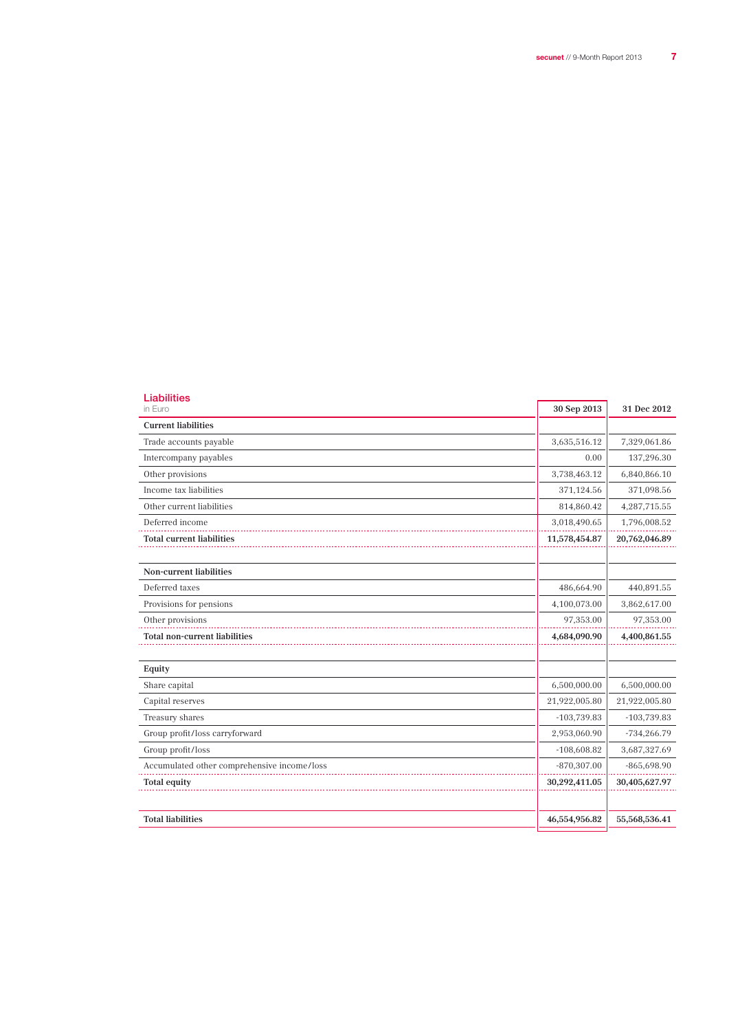## Liabilities

in Euro

| | 30 Sep 2013 | 31 Dec 2012 |
|---|---|---|
| **Current liabilities** | | |
| Trade accounts payable | 3,635,516.12 | 7,329,061.86 |
| Intercompany payables | 0.00 | 137,296.30 |
| Other provisions | 3,738,463.12 | 6,840,866.10 |
| Income tax liabilities | 371,124.56 | 371,098.56 |
| Other current liabilities | 814,860.42 | 4,287,715.55 |
| Deferred income | 3,018,490.65 | 1,796,008.52 |
| **Total current liabilities** | **11,578,454.87** | **20,762,046.89** |
| | | |
| **Non-current liabilities** | | |
| Deferred taxes | 486,664.90 | 440,891.55 |
| Provisions for pensions | 4,100,073.00 | 3,862,617.00 |
| Other provisions | 97,353.00 | 97,353.00 |
| **Total non-current liabilities** | **4,684,090.90** | **4,400,861.55** |
| | | |
| **Equity** | | |
| Share capital | 6,500,000.00 | 6,500,000.00 |
| Capital reserves | 21,922,005.80 | 21,922,005.80 |
| Treasury shares | -103,739.83 | -103,739.83 |
| Group profit/loss carryforward | 2,953,060.90 | -734,266.79 |
| Group profit/loss | -108,608.82 | 3,687,327.69 |
| Accumulated other comprehensive income/loss | -870,307.00 | -865,698.90 |
| **Total equity** | **30,292,411.05** | **30,405,627.97** |
| | | |
| **Total liabilities** | **46,554,956.82** | **55,568,536.41** |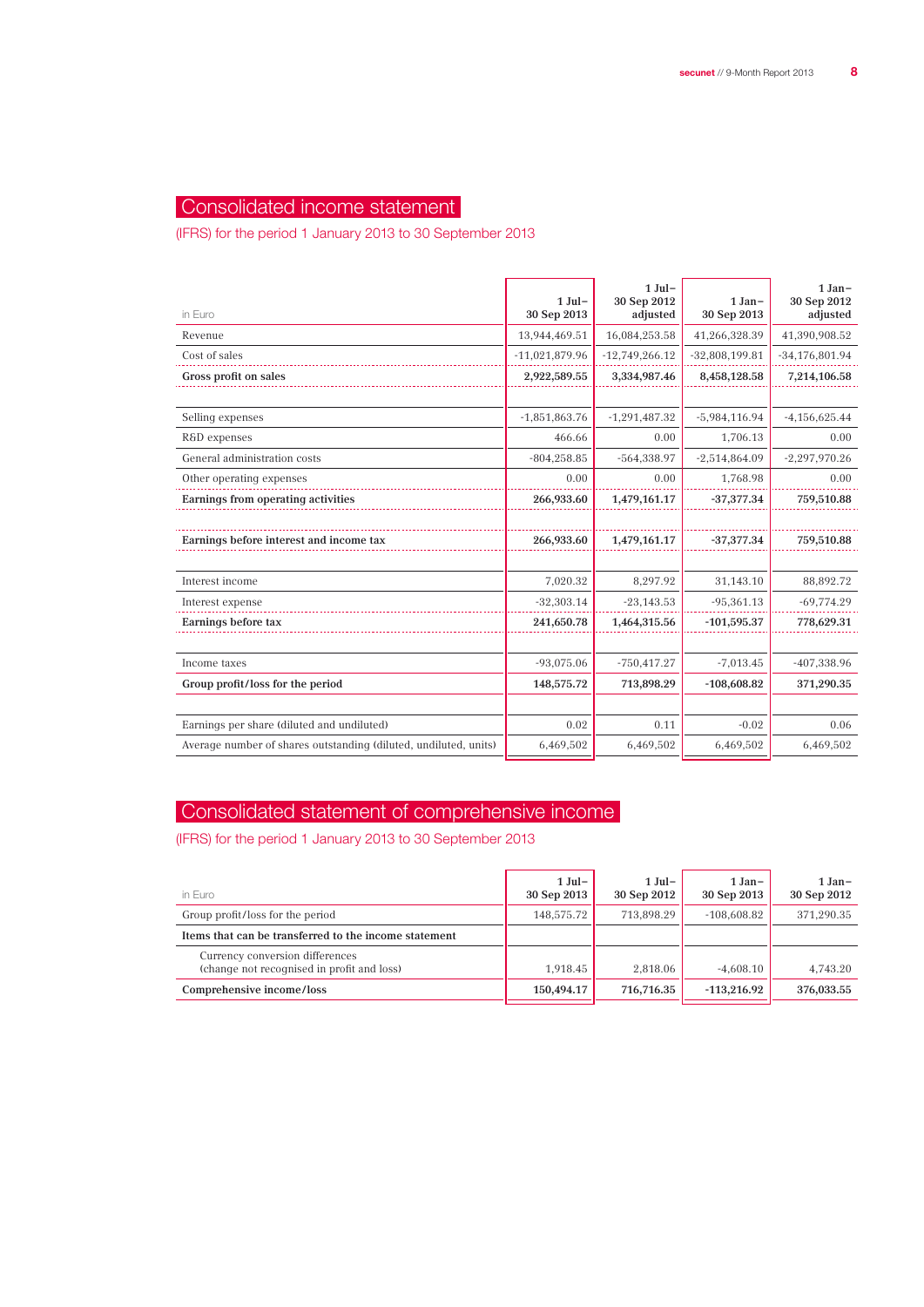# Consolidated income statement

(IFRS) for the period 1 January 2013 to 30 September 2013

| in Euro | 1 Jul– 30 Sep 2013 | 1 Jul– 30 Sep 2012 adjusted | 1 Jan– 30 Sep 2013 | 1 Jan– 30 Sep 2012 adjusted |
|---|---|---|---|---|
| Revenue | 13,944,469.51 | 16,084,253.58 | 41,266,328.39 | 41,390,908.52 |
| Cost of sales | -11,021,879.96 | -12,749,266.12 | -32,808,199.81 | -34,176,801.94 |
| **Gross profit on sales** | **2,922,589.55** | **3,334,987.46** | **8,458,128.58** | **7,214,106.58** |
| | | | | |
| Selling expenses | -1,851,863.76 | -1,291,487.32 | -5,984,116.94 | -4,156,625.44 |
| R&D expenses | 466.66 | 0.00 | 1,706.13 | 0.00 |
| General administration costs | -804,258.85 | -564,338.97 | -2,514,864.09 | -2,297,970.26 |
| Other operating expenses | 0.00 | 0.00 | 1,768.98 | 0.00 |
| **Earnings from operating activities** | **266,933.60** | **1,479,161.17** | **-37,377.34** | **759,510.88** |
| | | | | |
| **Earnings before interest and income tax** | **266,933.60** | **1,479,161.17** | **-37,377.34** | **759,510.88** |
| | | | | |
| Interest income | 7,020.32 | 8,297.92 | 31,143.10 | 88,892.72 |
| Interest expense | -32,303.14 | -23,143.53 | -95,361.13 | -69,774.29 |
| **Earnings before tax** | **241,650.78** | **1,464,315.56** | **-101,595.37** | **778,629.31** |
| | | | | |
| Income taxes | -93,075.06 | -750,417.27 | -7,013.45 | -407,338.96 |
| **Group profit/loss for the period** | **148,575.72** | **713,898.29** | **-108,608.82** | **371,290.35** |
| | | | | |
| Earnings per share (diluted and undiluted) | 0.02 | 0.11 | -0.02 | 0.06 |
| Average number of shares outstanding (diluted, undiluted, units) | 6,469,502 | 6,469,502 | 6,469,502 | 6,469,502 |

# Consolidated statement of comprehensive income

(IFRS) for the period 1 January 2013 to 30 September 2013

| in Euro | 1 Jul– 30 Sep 2013 | 1 Jul– 30 Sep 2012 | 1 Jan– 30 Sep 2013 | 1 Jan– 30 Sep 2012 |
|---|---|---|---|---|
| Group profit/loss for the period | 148,575.72 | 713,898.29 | -108,608.82 | 371,290.35 |
| **Items that can be transferred to the income statement** | | | | |
| Currency conversion differences (change not recognised in profit and loss) | 1,918.45 | 2,818.06 | -4,608.10 | 4,743.20 |
| **Comprehensive income/loss** | **150,494.17** | **716,716.35** | **-113,216.92** | **376,033.55** |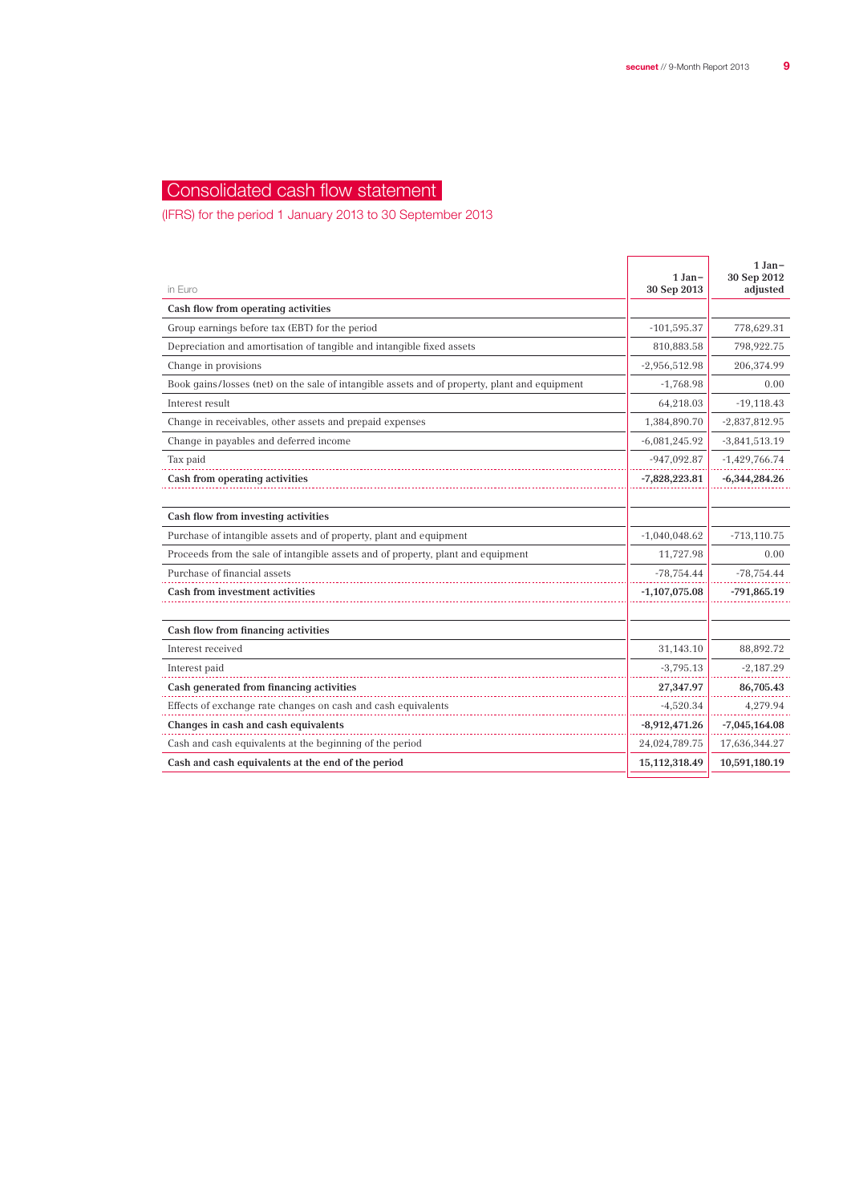# Consolidated cash flow statement

(IFRS) for the period 1 January 2013 to 30 September 2013

| in Euro | 1 Jan–30 Sep 2013 | 1 Jan–30 Sep 2012 adjusted |
|---|---|---|
| **Cash flow from operating activities** | | |
| Group earnings before tax (EBT) for the period | -101,595.37 | 778,629.31 |
| Depreciation and amortisation of tangible and intangible fixed assets | 810,883.58 | 798,922.75 |
| Change in provisions | -2,956,512.98 | 206,374.99 |
| Book gains/losses (net) on the sale of intangible assets and of property, plant and equipment | -1,768.98 | 0.00 |
| Interest result | 64,218.03 | -19,118.43 |
| Change in receivables, other assets and prepaid expenses | 1,384,890.70 | -2,837,812.95 |
| Change in payables and deferred income | -6,081,245.92 | -3,841,513.19 |
| Tax paid | -947,092.87 | -1,429,766.74 |
| **Cash from operating activities** | **-7,828,223.81** | **-6,344,284.26** |
| | | |
| **Cash flow from investing activities** | | |
| Purchase of intangible assets and of property, plant and equipment | -1,040,048.62 | -713,110.75 |
| Proceeds from the sale of intangible assets and of property, plant and equipment | 11,727.98 | 0.00 |
| Purchase of financial assets | -78,754.44 | -78,754.44 |
| **Cash from investment activities** | **-1,107,075.08** | **-791,865.19** |
| | | |
| **Cash flow from financing activities** | | |
| Interest received | 31,143.10 | 88,892.72 |
| Interest paid | -3,795.13 | -2,187.29 |
| **Cash generated from financing activities** | **27,347.97** | **86,705.43** |
| Effects of exchange rate changes on cash and cash equivalents | -4,520.34 | 4,279.94 |
| **Changes in cash and cash equivalents** | **-8,912,471.26** | **-7,045,164.08** |
| Cash and cash equivalents at the beginning of the period | 24,024,789.75 | 17,636,344.27 |
| **Cash and cash equivalents at the end of the period** | **15,112,318.49** | **10,591,180.19** |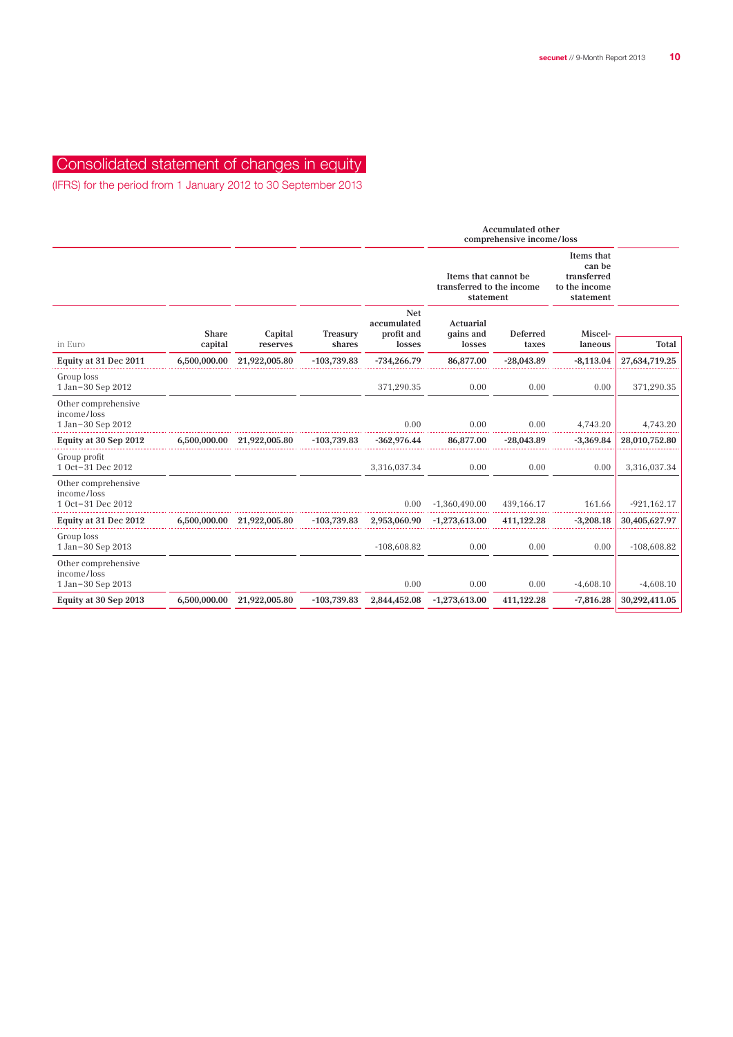# Consolidated statement of changes in equity

(IFRS) for the period from 1 January 2012 to 30 September 2013

| | | | | | Accumulated other comprehensive income/loss | | | |
|---|---|---|---|---|---|---|---|---|
| | | | | | Items that cannot be transferred to the income statement | | Items that can be transferred to the income statement | |
| in Euro | Share capital | Capital reserves | Treasury shares | Net accumulated profit and losses | Actuarial gains and losses | Deferred taxes | Miscel-laneous | Total |
| **Equity at 31 Dec 2011** | **6,500,000.00** | **21,922,005.80** | **-103,739.83** | **-734,266.79** | **86,877.00** | **-28,043.89** | **-8,113.04** | **27,634,719.25** |
| Group loss 1 Jan–30 Sep 2012 | | | | 371,290.35 | 0.00 | 0.00 | 0.00 | 371,290.35 |
| Other comprehensive income/loss 1 Jan–30 Sep 2012 | | | | 0.00 | 0.00 | 0.00 | 4,743.20 | 4,743.20 |
| **Equity at 30 Sep 2012** | **6,500,000.00** | **21,922,005.80** | **-103,739.83** | **-362,976.44** | **86,877.00** | **-28,043.89** | **-3,369.84** | **28,010,752.80** |
| Group profit 1 Oct–31 Dec 2012 | | | | 3,316,037.34 | 0.00 | 0.00 | 0.00 | 3,316,037.34 |
| Other comprehensive income/loss 1 Oct–31 Dec 2012 | | | | 0.00 | -1,360,490.00 | 439,166.17 | 161.66 | -921,162.17 |
| **Equity at 31 Dec 2012** | **6,500,000.00** | **21,922,005.80** | **-103,739.83** | **2,953,060.90** | **-1,273,613.00** | **411,122.28** | **-3,208.18** | **30,405,627.97** |
| Group loss 1 Jan–30 Sep 2013 | | | | -108,608.82 | 0.00 | 0.00 | 0.00 | -108,608.82 |
| Other comprehensive income/loss 1 Jan–30 Sep 2013 | | | | 0.00 | 0.00 | 0.00 | -4,608.10 | -4,608.10 |
| **Equity at 30 Sep 2013** | **6,500,000.00** | **21,922,005.80** | **-103,739.83** | **2,844,452.08** | **-1,273,613.00** | **411,122.28** | **-7,816.28** | **30,292,411.05** |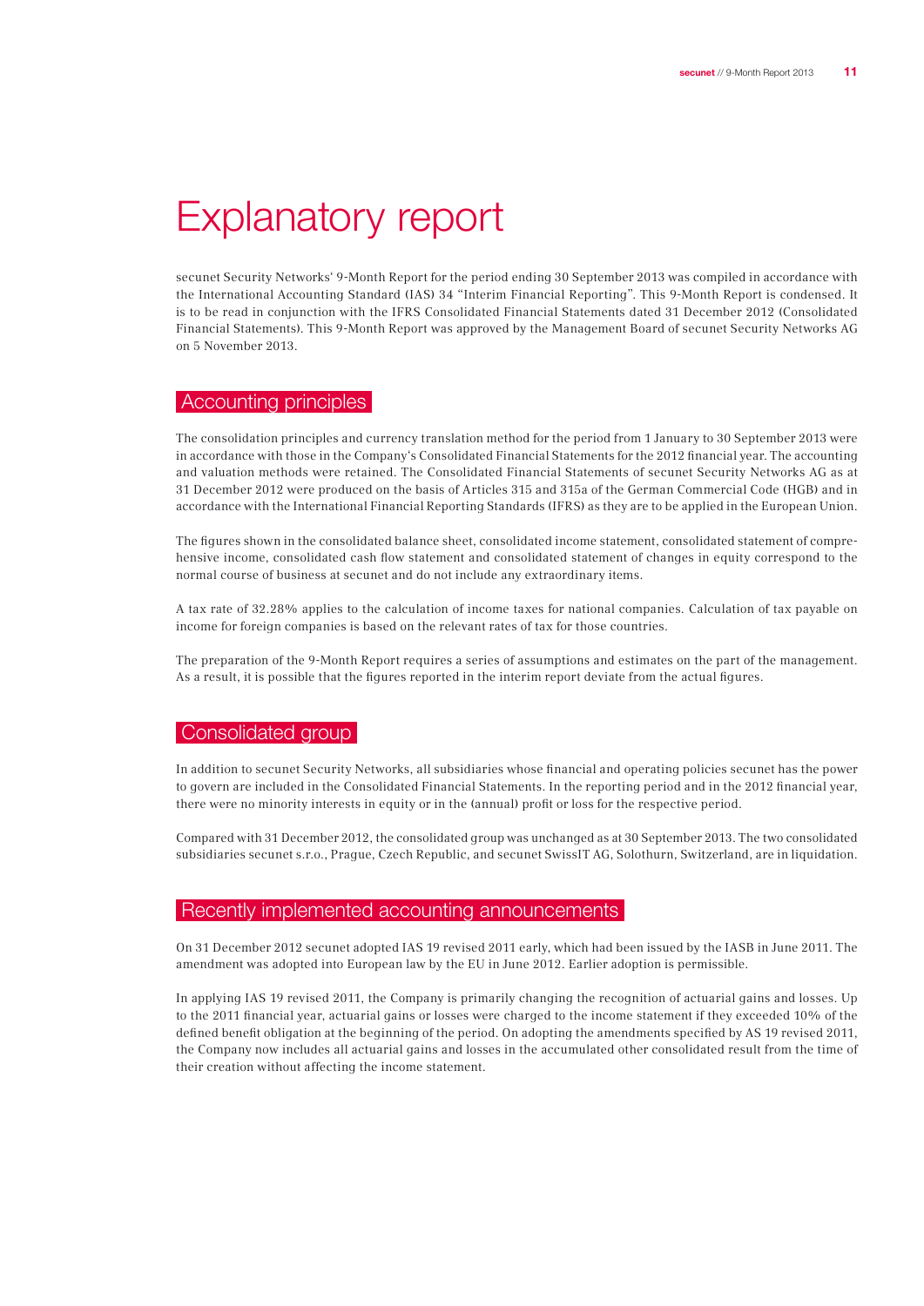# Explanatory report

secunet Security Networks' 9-Month Report for the period ending 30 September 2013 was compiled in accordance with the International Accounting Standard (IAS) 34 "Interim Financial Reporting". This 9-Month Report is condensed. It is to be read in conjunction with the IFRS Consolidated Financial Statements dated 31 December 2012 (Consolidated Financial Statements). This 9-Month Report was approved by the Management Board of secunet Security Networks AG on 5 November 2013.

## Accounting principles

The consolidation principles and currency translation method for the period from 1 January to 30 September 2013 were in accordance with those in the Company's Consolidated Financial Statements for the 2012 financial year. The accounting and valuation methods were retained. The Consolidated Financial Statements of secunet Security Networks AG as at 31 December 2012 were produced on the basis of Articles 315 and 315a of the German Commercial Code (HGB) and in accordance with the International Financial Reporting Standards (IFRS) as they are to be applied in the European Union.

The figures shown in the consolidated balance sheet, consolidated income statement, consolidated statement of comprehensive income, consolidated cash flow statement and consolidated statement of changes in equity correspond to the normal course of business at secunet and do not include any extraordinary items.

A tax rate of 32.28% applies to the calculation of income taxes for national companies. Calculation of tax payable on income for foreign companies is based on the relevant rates of tax for those countries.

The preparation of the 9-Month Report requires a series of assumptions and estimates on the part of the management. As a result, it is possible that the figures reported in the interim report deviate from the actual figures.

## Consolidated group

In addition to secunet Security Networks, all subsidiaries whose financial and operating policies secunet has the power to govern are included in the Consolidated Financial Statements. In the reporting period and in the 2012 financial year, there were no minority interests in equity or in the (annual) profit or loss for the respective period.

Compared with 31 December 2012, the consolidated group was unchanged as at 30 September 2013. The two consolidated subsidiaries secunet s.r.o., Prague, Czech Republic, and secunet SwissIT AG, Solothurn, Switzerland, are in liquidation.

## Recently implemented accounting announcements

On 31 December 2012 secunet adopted IAS 19 revised 2011 early, which had been issued by the IASB in June 2011. The amendment was adopted into European law by the EU in June 2012. Earlier adoption is permissible.

In applying IAS 19 revised 2011, the Company is primarily changing the recognition of actuarial gains and losses. Up to the 2011 financial year, actuarial gains or losses were charged to the income statement if they exceeded 10% of the defined benefit obligation at the beginning of the period. On adopting the amendments specified by AS 19 revised 2011, the Company now includes all actuarial gains and losses in the accumulated other consolidated result from the time of their creation without affecting the income statement.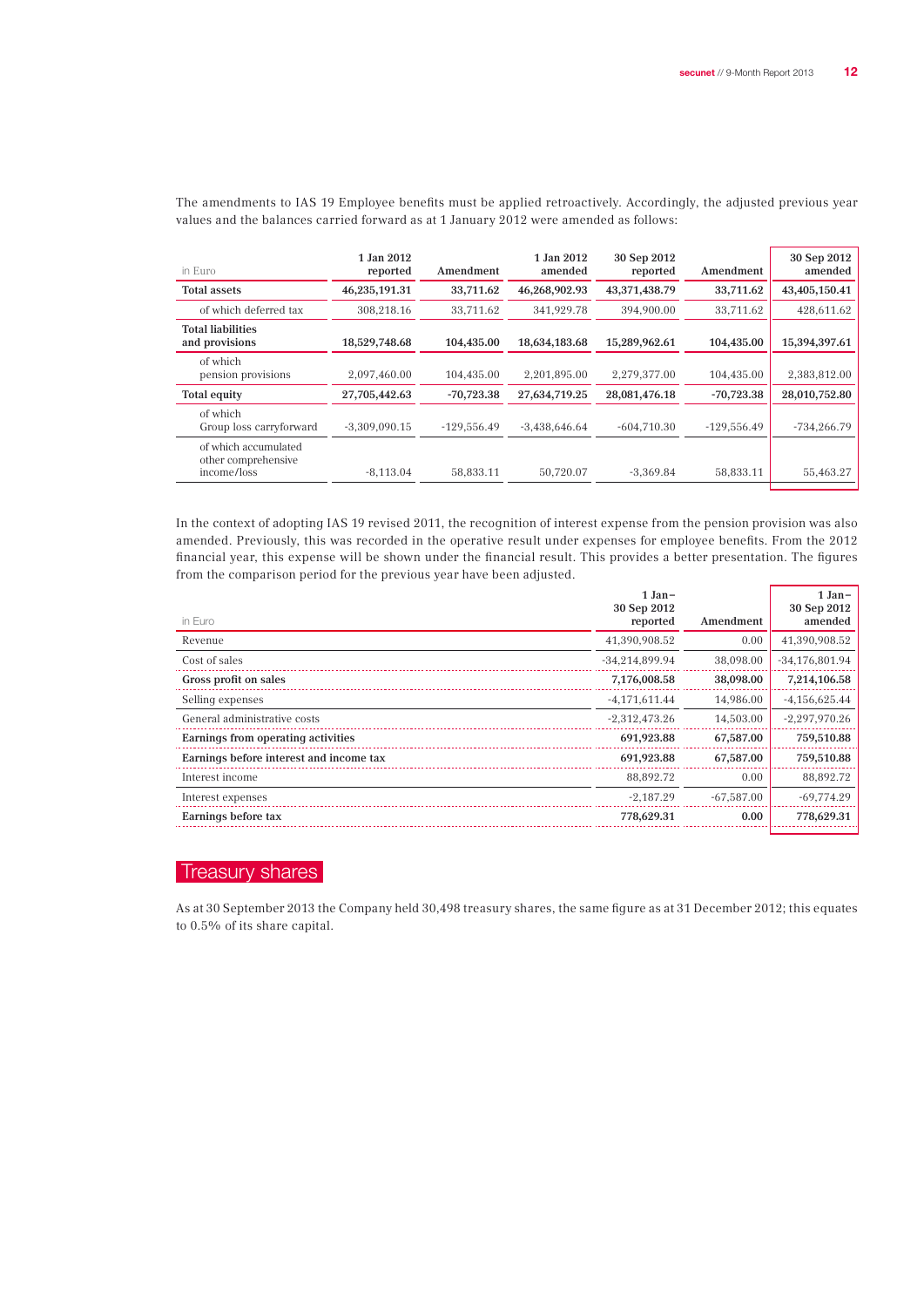The amendments to IAS 19 Employee benefits must be applied retroactively. Accordingly, the adjusted previous year values and the balances carried forward as at 1 January 2012 were amended as follows:

| in Euro | 1 Jan 2012 reported | Amendment | 1 Jan 2012 amended | 30 Sep 2012 reported | Amendment | 30 Sep 2012 amended |
|---|---|---|---|---|---|---|
| **Total assets** | **46,235,191.31** | **33,711.62** | **46,268,902.93** | **43,371,438.79** | **33,711.62** | **43,405,150.41** |
| of which deferred tax | 308,218.16 | 33,711.62 | 341,929.78 | 394,900.00 | 33,711.62 | 428,611.62 |
| **Total liabilities and provisions** | **18,529,748.68** | **104,435.00** | **18,634,183.68** | **15,289,962.61** | **104,435.00** | **15,394,397.61** |
| of which pension provisions | 2,097,460.00 | 104,435.00 | 2,201,895.00 | 2,279,377.00 | 104,435.00 | 2,383,812.00 |
| **Total equity** | **27,705,442.63** | **-70,723.38** | **27,634,719.25** | **28,081,476.18** | **-70,723.38** | **28,010,752.80** |
| of which Group loss carryforward | -3,309,090.15 | -129,556.49 | -3,438,646.64 | -604,710.30 | -129,556.49 | -734,266.79 |
| of which accumulated other comprehensive income/loss | -8,113.04 | 58,833.11 | 50,720.07 | -3,369.84 | 58,833.11 | 55,463.27 |

In the context of adopting IAS 19 revised 2011, the recognition of interest expense from the pension provision was also amended. Previously, this was recorded in the operative result under expenses for employee benefits. From the 2012 financial year, this expense will be shown under the financial result. This provides a better presentation. The figures from the comparison period for the previous year have been adjusted.

| in Euro | 1 Jan– 30 Sep 2012 reported | Amendment | 1 Jan– 30 Sep 2012 amended |
|---|---|---|---|
| Revenue | 41,390,908.52 | 0.00 | 41,390,908.52 |
| Cost of sales | -34,214,899.94 | 38,098.00 | -34,176,801.94 |
| **Gross profit on sales** | **7,176,008.58** | **38,098.00** | **7,214,106.58** |
| Selling expenses | -4,171,611.44 | 14,986.00 | -4,156,625.44 |
| General administrative costs | -2,312,473.26 | 14,503.00 | -2,297,970.26 |
| **Earnings from operating activities** | **691,923.88** | **67,587.00** | **759,510.88** |
| **Earnings before interest and income tax** | **691,923.88** | **67,587.00** | **759,510.88** |
| Interest income | 88,892.72 | 0.00 | 88,892.72 |
| Interest expenses | -2,187.29 | -67,587.00 | -69,774.29 |
| **Earnings before tax** | **778,629.31** | **0.00** | **778,629.31** |

## Treasury shares

As at 30 September 2013 the Company held 30,498 treasury shares, the same figure as at 31 December 2012; this equates to 0.5% of its share capital.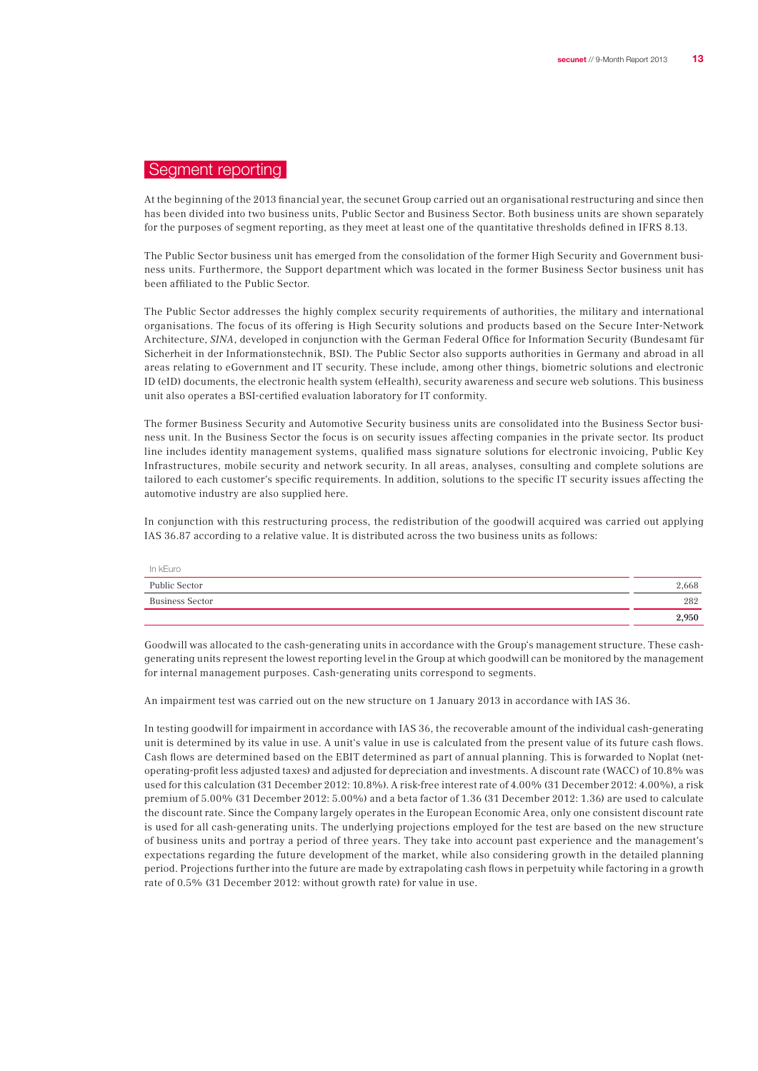# Segment reporting

At the beginning of the 2013 financial year, the secunet Group carried out an organisational restructuring and since then has been divided into two business units, Public Sector and Business Sector. Both business units are shown separately for the purposes of segment reporting, as they meet at least one of the quantitative thresholds defined in IFRS 8.13.

The Public Sector business unit has emerged from the consolidation of the former High Security and Government business units. Furthermore, the Support department which was located in the former Business Sector business unit has been affiliated to the Public Sector.

The Public Sector addresses the highly complex security requirements of authorities, the military and international organisations. The focus of its offering is High Security solutions and products based on the Secure Inter-Network Architecture, *SINA*, developed in conjunction with the German Federal Office for Information Security (Bundesamt für Sicherheit in der Informationstechnik, BSI). The Public Sector also supports authorities in Germany and abroad in all areas relating to eGovernment and IT security. These include, among other things, biometric solutions and electronic ID (eID) documents, the electronic health system (eHealth), security awareness and secure web solutions. This business unit also operates a BSI-certified evaluation laboratory for IT conformity.

The former Business Security and Automotive Security business units are consolidated into the Business Sector business unit. In the Business Sector the focus is on security issues affecting companies in the private sector. Its product line includes identity management systems, qualified mass signature solutions for electronic invoicing, Public Key Infrastructures, mobile security and network security. In all areas, analyses, consulting and complete solutions are tailored to each customer's specific requirements. In addition, solutions to the specific IT security issues affecting the automotive industry are also supplied here.

In conjunction with this restructuring process, the redistribution of the goodwill acquired was carried out applying IAS 36.87 according to a relative value. It is distributed across the two business units as follows:

| In kEuro | |
|---|---|
| Public Sector | 2,668 |
| Business Sector | 282 |
| | **2,950** |

Goodwill was allocated to the cash-generating units in accordance with the Group's management structure. These cash-generating units represent the lowest reporting level in the Group at which goodwill can be monitored by the management for internal management purposes. Cash-generating units correspond to segments.

An impairment test was carried out on the new structure on 1 January 2013 in accordance with IAS 36.

In testing goodwill for impairment in accordance with IAS 36, the recoverable amount of the individual cash-generating unit is determined by its value in use. A unit's value in use is calculated from the present value of its future cash flows. Cash flows are determined based on the EBIT determined as part of annual planning. This is forwarded to Noplat (net-operating-profit less adjusted taxes) and adjusted for depreciation and investments. A discount rate (WACC) of 10.8% was used for this calculation (31 December 2012: 10.8%). A risk-free interest rate of 4.00% (31 December 2012: 4.00%), a risk premium of 5.00% (31 December 2012: 5.00%) and a beta factor of 1.36 (31 December 2012: 1.36) are used to calculate the discount rate. Since the Company largely operates in the European Economic Area, only one consistent discount rate is used for all cash-generating units. The underlying projections employed for the test are based on the new structure of business units and portray a period of three years. They take into account past experience and the management's expectations regarding the future development of the market, while also considering growth in the detailed planning period. Projections further into the future are made by extrapolating cash flows in perpetuity while factoring in a growth rate of 0.5% (31 December 2012: without growth rate) for value in use.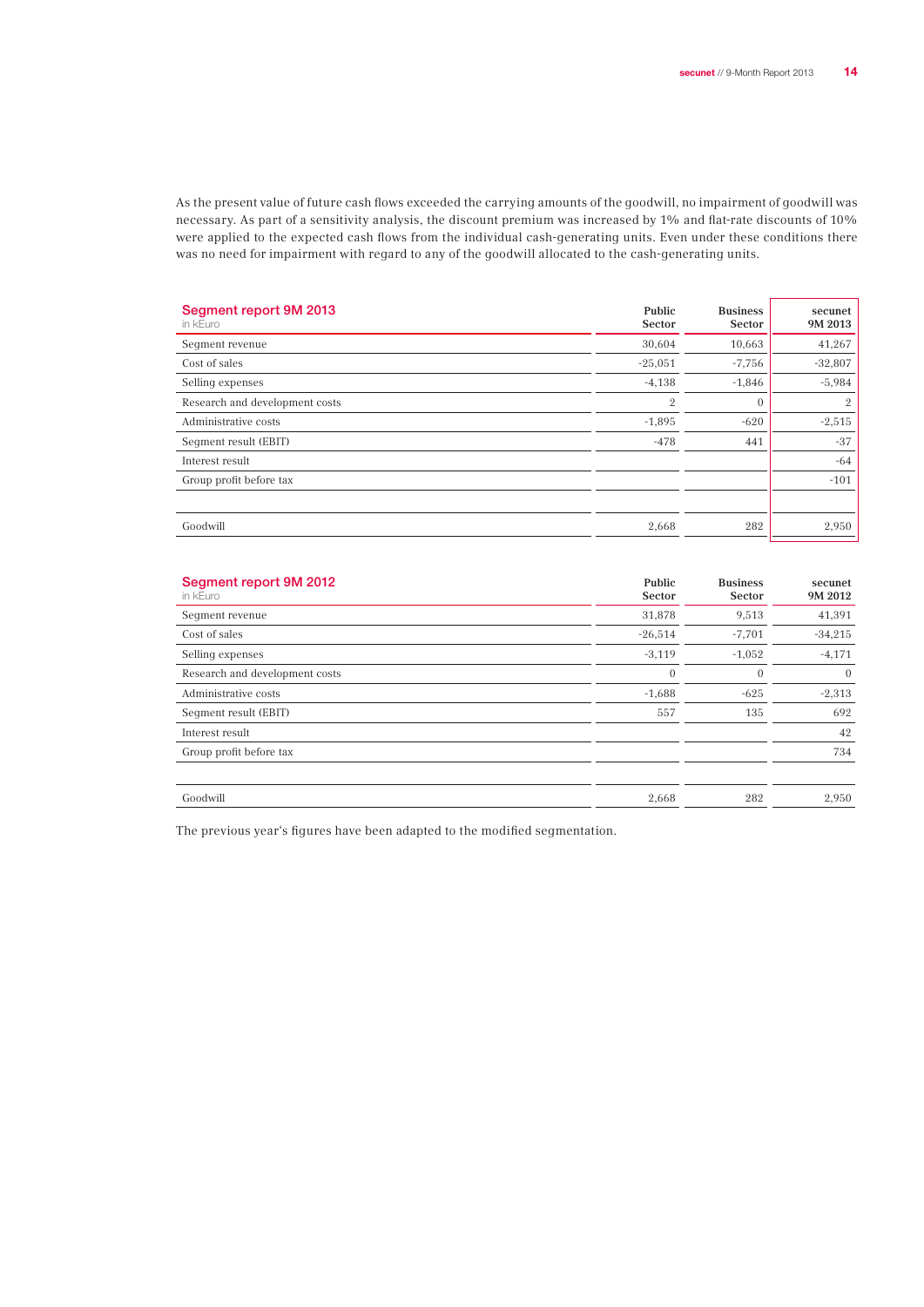As the present value of future cash flows exceeded the carrying amounts of the goodwill, no impairment of goodwill was necessary. As part of a sensitivity analysis, the discount premium was increased by 1% and flat-rate discounts of 10% were applied to the expected cash flows from the individual cash-generating units. Even under these conditions there was no need for impairment with regard to any of the goodwill allocated to the cash-generating units.

**Segment report 9M 2013**
in kEuro

| | Public Sector | Business Sector | secunet 9M 2013 |
|---|---|---|---|
| Segment revenue | 30,604 | 10,663 | 41,267 |
| Cost of sales | -25,051 | -7,756 | -32,807 |
| Selling expenses | -4,138 | -1,846 | -5,984 |
| Research and development costs | 2 | 0 | 2 |
| Administrative costs | -1,895 | -620 | -2,515 |
| Segment result (EBIT) | -478 | 441 | -37 |
| Interest result | | | -64 |
| Group profit before tax | | | -101 |
| | | | |
| Goodwill | 2,668 | 282 | 2,950 |

**Segment report 9M 2012**
in kEuro

| | Public Sector | Business Sector | secunet 9M 2012 |
|---|---|---|---|
| Segment revenue | 31,878 | 9,513 | 41,391 |
| Cost of sales | -26,514 | -7,701 | -34,215 |
| Selling expenses | -3,119 | -1,052 | -4,171 |
| Research and development costs | 0 | 0 | 0 |
| Administrative costs | -1,688 | -625 | -2,313 |
| Segment result (EBIT) | 557 | 135 | 692 |
| Interest result | | | 42 |
| Group profit before tax | | | 734 |
| | | | |
| Goodwill | 2,668 | 282 | 2,950 |

The previous year's figures have been adapted to the modified segmentation.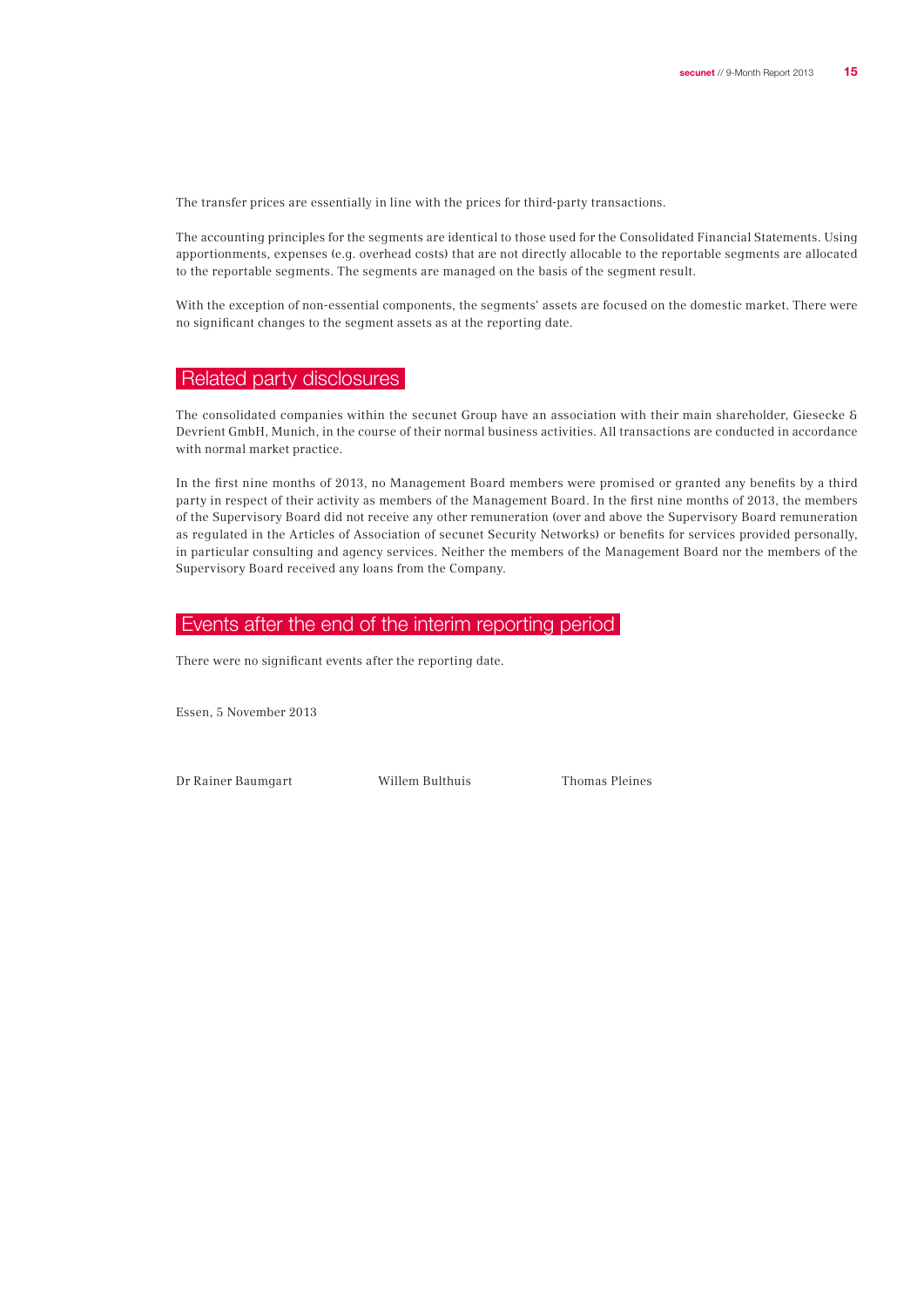The transfer prices are essentially in line with the prices for third-party transactions.

The accounting principles for the segments are identical to those used for the Consolidated Financial Statements. Using apportionments, expenses (e.g. overhead costs) that are not directly allocable to the reportable segments are allocated to the reportable segments. The segments are managed on the basis of the segment result.

With the exception of non-essential components, the segments' assets are focused on the domestic market. There were no significant changes to the segment assets as at the reporting date.

## Related party disclosures

The consolidated companies within the secunet Group have an association with their main shareholder, Giesecke & Devrient GmbH, Munich, in the course of their normal business activities. All transactions are conducted in accordance with normal market practice.

In the first nine months of 2013, no Management Board members were promised or granted any benefits by a third party in respect of their activity as members of the Management Board. In the first nine months of 2013, the members of the Supervisory Board did not receive any other remuneration (over and above the Supervisory Board remuneration as regulated in the Articles of Association of secunet Security Networks) or benefits for services provided personally, in particular consulting and agency services. Neither the members of the Management Board nor the members of the Supervisory Board received any loans from the Company.

## Events after the end of the interim reporting period

There were no significant events after the reporting date.

Essen, 5 November 2013

Dr Rainer Baumgart    Willem Bulthuis    Thomas Pleines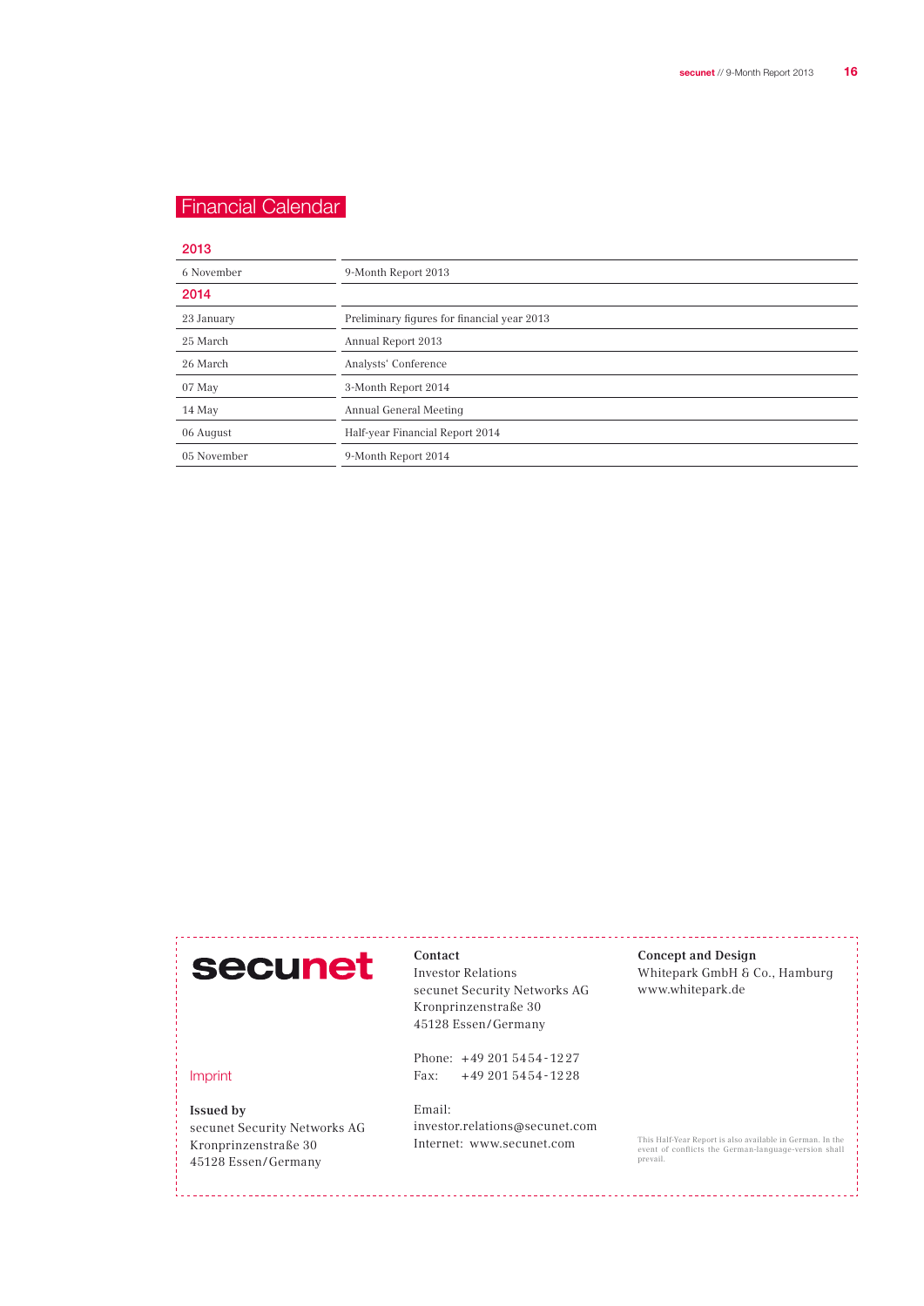# Financial Calendar

| | |
|---|---|
| **2013** | |
| 6 November | 9-Month Report 2013 |
| **2014** | |
| 23 January | Preliminary figures for financial year 2013 |
| 25 March | Annual Report 2013 |
| 26 March | Analysts' Conference |
| 07 May | 3-Month Report 2014 |
| 14 May | Annual General Meeting |
| 06 August | Half-year Financial Report 2014 |
| 05 November | 9-Month Report 2014 |

secunet

## Imprint

**Issued by**
secunet Security Networks AG
Kronprinzenstraße 30
45128 Essen/Germany

**Contact**
Investor Relations
secunet Security Networks AG
Kronprinzenstraße 30
45128 Essen/Germany

Phone: +49 201 5454-1227
Fax: +49 201 5454-1228

Email:
investor.relations@secunet.com
Internet: www.secunet.com

**Concept and Design**
Whitepark GmbH & Co., Hamburg
www.whitepark.de

This Half-Year Report is also available in German. In the event of conflicts the German-language-version shall prevail.